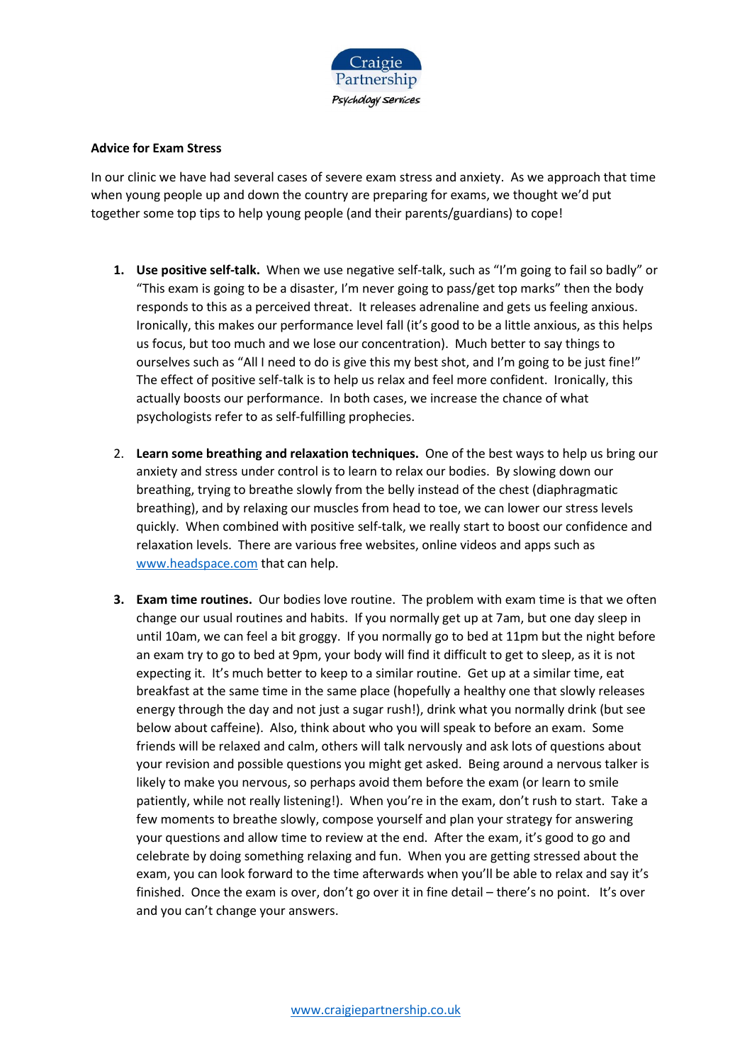**Advice for Exam Stress**

In our clinic we have had several cases of severe exam stress and anxiety. As we approach that time when young people up and down the country are preparing for exams, we thought we'd put together some top tips to help young people (and their parents/guardians) to cope!

1. **Use positive self-talk.** When we use negative self-talk, such as "I'm going to fail so badly" or "This exam is going to be a disaster, I'm never going to pass/get top marks" then the body responds to this as a perceived threat. It releases adrenaline and gets us feeling anxious. Ironically, this makes our performance level fall (it's good to be a little anxious, as this helps us focus, but too much and we lose our concentration). Much better to say things to ourselves such as "All I need to do is give this my best shot, and I'm going to be just fine!" The effect of positive self-talk is to help us relax and feel more confident. Ironically, this actually boosts our performance. In both cases, we increase the chance of what psychologists refer to as self-fulfilling prophecies.

2. **Learn some breathing and relaxation techniques.** One of the best ways to help us bring our anxiety and stress under control is to learn to relax our bodies. By slowing down our breathing, trying to breathe slowly from the belly instead of the chest (diaphragmatic breathing), and by relaxing our muscles from head to toe, we can lower our stress levels quickly. When combined with positive self-talk, we really start to boost our confidence and relaxation levels. There are various free websites, online videos and apps such as www.headspace.com that can help.

3. **Exam time routines.** Our bodies love routine. The problem with exam time is that we often change our usual routines and habits. If you normally get up at 7am, but one day sleep in until 10am, we can feel a bit groggy. If you normally go to bed at 11pm but the night before an exam try to go to bed at 9pm, your body will find it difficult to get to sleep, as it is not expecting it. It's much better to keep to a similar routine. Get up at a similar time, eat breakfast at the same time in the same place (hopefully a healthy one that slowly releases energy through the day and not just a sugar rush!), drink what you normally drink (but see below about caffeine). Also, think about who you will speak to before an exam. Some friends will be relaxed and calm, others will talk nervously and ask lots of questions about your revision and possible questions you might get asked. Being around a nervous talker is likely to make you nervous, so perhaps avoid them before the exam (or learn to smile patiently, while not really listening!). When you're in the exam, don't rush to start. Take a few moments to breathe slowly, compose yourself and plan your strategy for answering your questions and allow time to review at the end. After the exam, it's good to go and celebrate by doing something relaxing and fun. When you are getting stressed about the exam, you can look forward to the time afterwards when you'll be able to relax and say it's finished. Once the exam is over, don't go over it in fine detail – there's no point. It's over and you can't change your answers.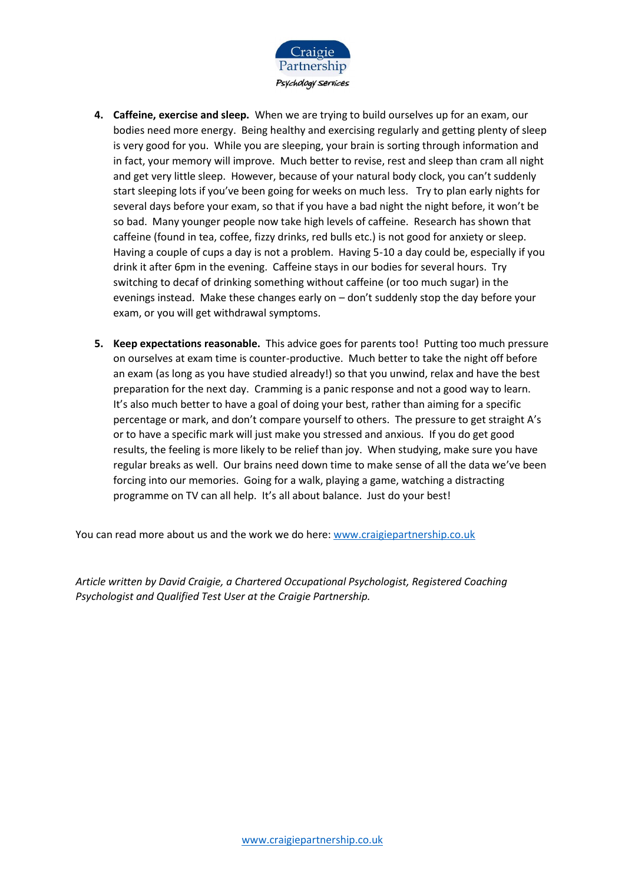4. **Caffeine, exercise and sleep.** When we are trying to build ourselves up for an exam, our bodies need more energy. Being healthy and exercising regularly and getting plenty of sleep is very good for you. While you are sleeping, your brain is sorting through information and in fact, your memory will improve. Much better to revise, rest and sleep than cram all night and get very little sleep. However, because of your natural body clock, you can't suddenly start sleeping lots if you've been going for weeks on much less. Try to plan early nights for several days before your exam, so that if you have a bad night the night before, it won't be so bad. Many younger people now take high levels of caffeine. Research has shown that caffeine (found in tea, coffee, fizzy drinks, red bulls etc.) is not good for anxiety or sleep. Having a couple of cups a day is not a problem. Having 5-10 a day could be, especially if you drink it after 6pm in the evening. Caffeine stays in our bodies for several hours. Try switching to decaf of drinking something without caffeine (or too much sugar) in the evenings instead. Make these changes early on – don't suddenly stop the day before your exam, or you will get withdrawal symptoms.

5. **Keep expectations reasonable.** This advice goes for parents too! Putting too much pressure on ourselves at exam time is counter-productive. Much better to take the night off before an exam (as long as you have studied already!) so that you unwind, relax and have the best preparation for the next day. Cramming is a panic response and not a good way to learn. It's also much better to have a goal of doing your best, rather than aiming for a specific percentage or mark, and don't compare yourself to others. The pressure to get straight A's or to have a specific mark will just make you stressed and anxious. If you do get good results, the feeling is more likely to be relief than joy. When studying, make sure you have regular breaks as well. Our brains need down time to make sense of all the data we've been forcing into our memories. Going for a walk, playing a game, watching a distracting programme on TV can all help. It's all about balance. Just do your best!

You can read more about us and the work we do here: www.craigiepartnership.co.uk

*Article written by David Craigie, a Chartered Occupational Psychologist, Registered Coaching Psychologist and Qualified Test User at the Craigie Partnership.*